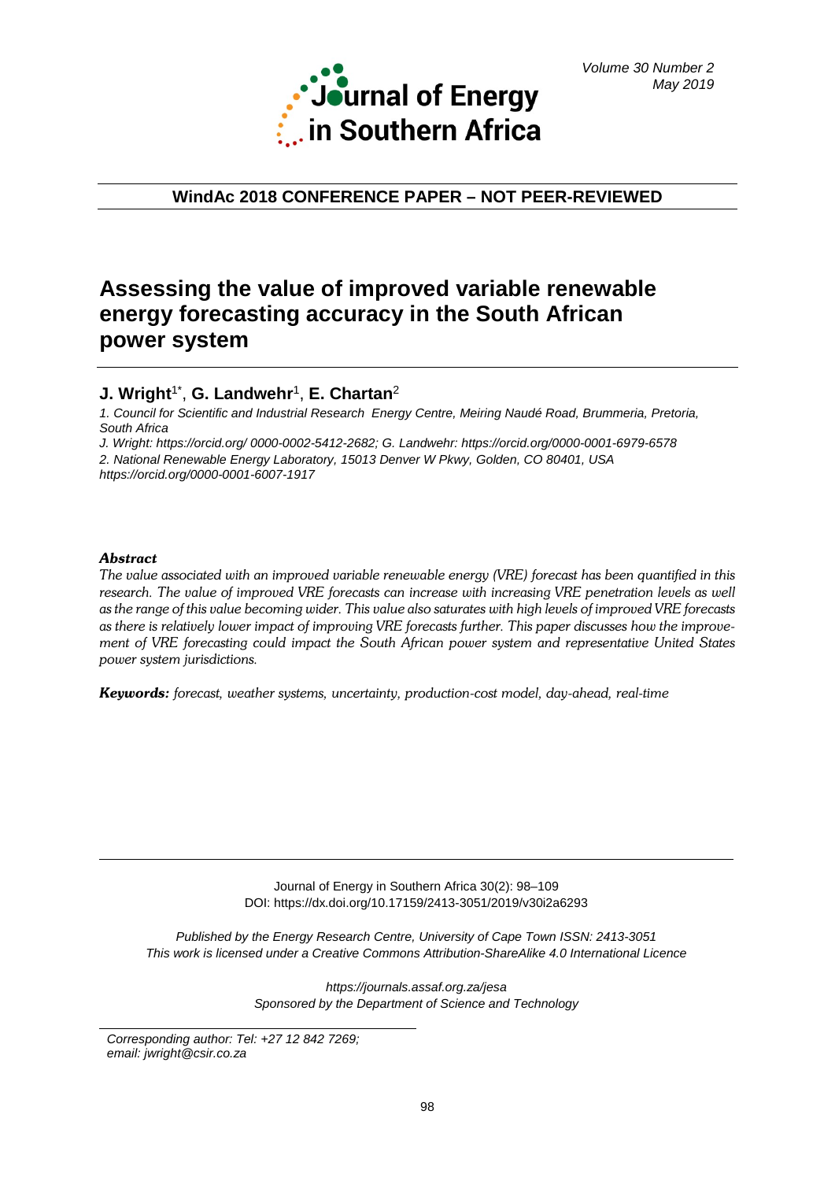WindAc 2018 CONFERENCE PAPER – NOT PEER-REVIEWED

# Assessing the value of improved variable renewable energy forecasting accuracy in the South African power system

**J. Wright**[1*], **G. Landwehr**[1], **E. Chartan**[2]

*1. Council for Scientific and Industrial Research Energy Centre, Meiring Naudé Road, Brummeria, Pretoria, South Africa*

*J. Wright: https://orcid.org/ 0000-0002-5412-2682; G. Landwehr: https://orcid.org/0000-0001-6979-6578*

*2. National Renewable Energy Laboratory, 15013 Denver W Pkwy, Golden, CO 80401, USA*

*https://orcid.org/0000-0001-6007-1917*

***Abstract***

*The value associated with an improved variable renewable energy (VRE) forecast has been quantified in this research. The value of improved VRE forecasts can increase with increasing VRE penetration levels as well as the range of this value becoming wider. This value also saturates with high levels of improved VRE forecasts as there is relatively lower impact of improving VRE forecasts further. This paper discusses how the improvement of VRE forecasting could impact the South African power system and representative United States power system jurisdictions.*

***Keywords:*** *forecast, weather systems, uncertainty, production-cost model, day-ahead, real-time*

Journal of Energy in Southern Africa 30(2): 98–109
DOI: https://dx.doi.org/10.17159/2413-3051/2019/v30i2a6293

*Published by the Energy Research Centre, University of Cape Town ISSN: 2413-3051*
*This work is licensed under a Creative Commons Attribution-ShareAlike 4.0 International Licence*

*https://journals.assaf.org.za/jesa*
*Sponsored by the Department of Science and Technology*

*Corresponding author: Tel: +27 12 842 7269;*
*email: jwright@csir.co.za*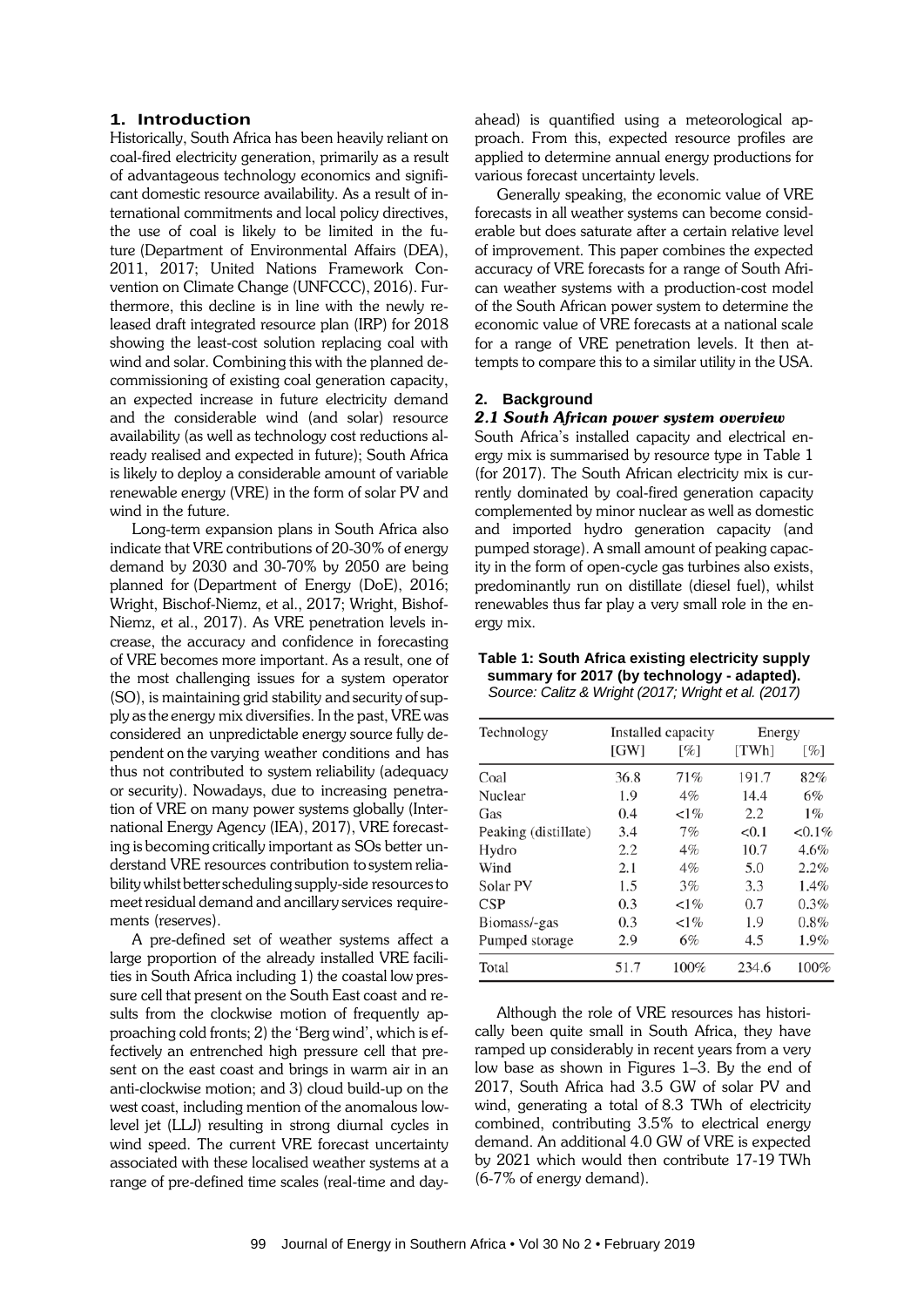## 1. Introduction

Historically, South Africa has been heavily reliant on coal-fired electricity generation, primarily as a result of advantageous technology economics and significant domestic resource availability. As a result of international commitments and local policy directives, the use of coal is likely to be limited in the future (Department of Environmental Affairs (DEA), 2011, 2017; United Nations Framework Convention on Climate Change (UNFCCC), 2016). Furthermore, this decline is in line with the newly released draft integrated resource plan (IRP) for 2018 showing the least-cost solution replacing coal with wind and solar. Combining this with the planned decommissioning of existing coal generation capacity, an expected increase in future electricity demand and the considerable wind (and solar) resource availability (as well as technology cost reductions already realised and expected in future); South Africa is likely to deploy a considerable amount of variable renewable energy (VRE) in the form of solar PV and wind in the future.

Long-term expansion plans in South Africa also indicate that VRE contributions of 20-30% of energy demand by 2030 and 30-70% by 2050 are being planned for (Department of Energy (DoE), 2016; Wright, Bischof-Niemz, et al., 2017; Wright, Bishof-Niemz, et al., 2017). As VRE penetration levels increase, the accuracy and confidence in forecasting of VRE becomes more important. As a result, one of the most challenging issues for a system operator (SO), is maintaining grid stability and security of supply as the energy mix diversifies. In the past, VRE was considered an unpredictable energy source fully dependent on the varying weather conditions and has thus not contributed to system reliability (adequacy or security). Nowadays, due to increasing penetration of VRE on many power systems globally (International Energy Agency (IEA), 2017), VRE forecasting is becoming critically important as SOs better understand VRE resources contribution to system reliability whilst better scheduling supply-side resources to meet residual demand and ancillary services requirements (reserves).

A pre-defined set of weather systems affect a large proportion of the already installed VRE facilities in South Africa including 1) the coastal low pressure cell that present on the South East coast and results from the clockwise motion of frequently approaching cold fronts; 2) the 'Berg wind', which is effectively an entrenched high pressure cell that present on the east coast and brings in warm air in an anti-clockwise motion; and 3) cloud build-up on the west coast, including mention of the anomalous low-level jet (LLJ) resulting in strong diurnal cycles in wind speed. The current VRE forecast uncertainty associated with these localised weather systems at a range of pre-defined time scales (real-time and day-ahead) is quantified using a meteorological approach. From this, expected resource profiles are applied to determine annual energy productions for various forecast uncertainty levels.

Generally speaking, the economic value of VRE forecasts in all weather systems can become considerable but does saturate after a certain relative level of improvement. This paper combines the expected accuracy of VRE forecasts for a range of South African weather systems with a production-cost model of the South African power system to determine the economic value of VRE forecasts at a national scale for a range of VRE penetration levels. It then attempts to compare this to a similar utility in the USA.

## 2. Background

### *2.1 South African power system overview*

South Africa's installed capacity and electrical energy mix is summarised by resource type in Table 1 (for 2017). The South African electricity mix is currently dominated by coal-fired generation capacity complemented by minor nuclear as well as domestic and imported hydro generation capacity (and pumped storage). A small amount of peaking capacity in the form of open-cycle gas turbines also exists, predominantly run on distillate (diesel fuel), whilst renewables thus far play a very small role in the energy mix.

**Table 1: South Africa existing electricity supply summary for 2017 (by technology - adapted).**
*Source: Calitz & Wright (2017; Wright et al. (2017)*

| Technology | Installed capacity | | Energy | |
|---|---|---|---|---|
| | [GW] | [%] | [TWh] | [%] |
| Coal | 36.8 | 71% | 191.7 | 82% |
| Nuclear | 1.9 | 4% | 14.4 | 6% |
| Gas | 0.4 | <1% | 2.2 | 1% |
| Peaking (distillate) | 3.4 | 7% | <0.1 | <0.1% |
| Hydro | 2.2 | 4% | 10.7 | 4.6% |
| Wind | 2.1 | 4% | 5.0 | 2.2% |
| Solar PV | 1.5 | 3% | 3.3 | 1.4% |
| CSP | 0.3 | <1% | 0.7 | 0.3% |
| Biomass/-gas | 0.3 | <1% | 1.9 | 0.8% |
| Pumped storage | 2.9 | 6% | 4.5 | 1.9% |
| Total | 51.7 | 100% | 234.6 | 100% |

Although the role of VRE resources has historically been quite small in South Africa, they have ramped up considerably in recent years from a very low base as shown in Figures 1–3. By the end of 2017, South Africa had 3.5 GW of solar PV and wind, generating a total of 8.3 TWh of electricity combined, contributing 3.5% to electrical energy demand. An additional 4.0 GW of VRE is expected by 2021 which would then contribute 17-19 TWh (6-7% of energy demand).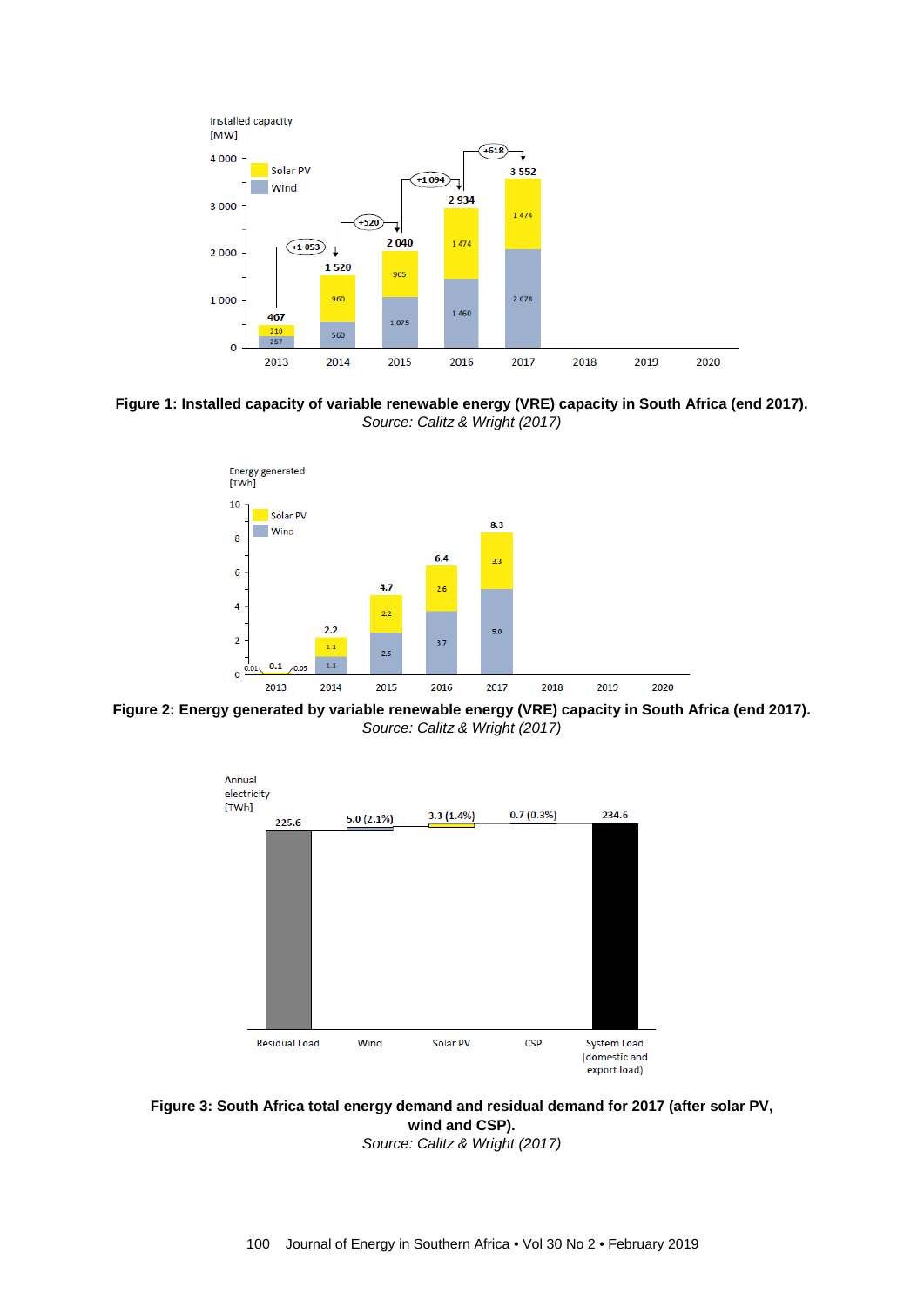**Figure 1: Installed capacity of variable renewable energy (VRE) capacity in South Africa (end 2017).**
*Source: Calitz & Wright (2017)*

**Figure 2: Energy generated by variable renewable energy (VRE) capacity in South Africa (end 2017).**
*Source: Calitz & Wright (2017)*

**Figure 3: South Africa total energy demand and residual demand for 2017 (after solar PV, wind and CSP).**
*Source: Calitz & Wright (2017)*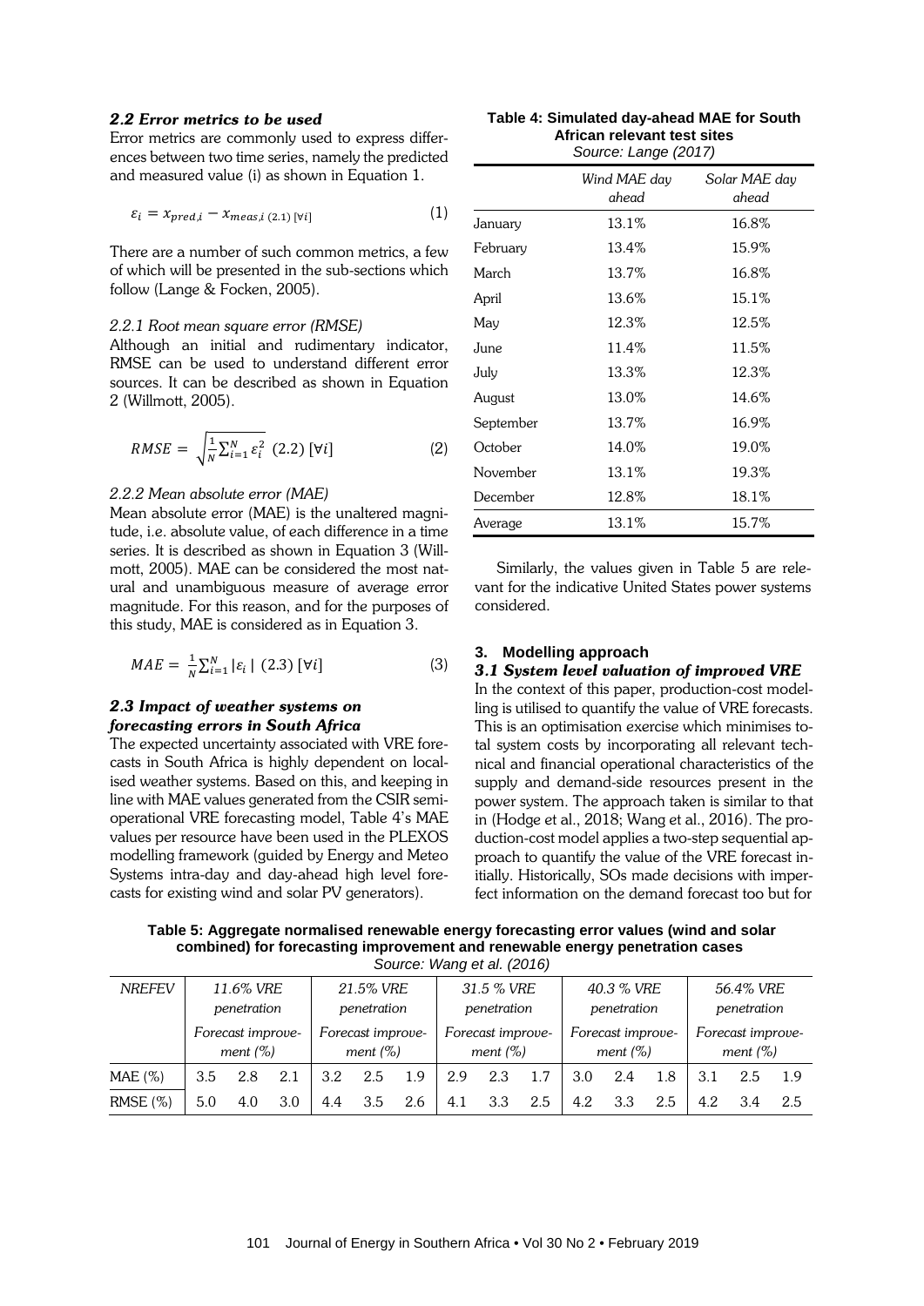### 2.2 Error metrics to be used

Error metrics are commonly used to express differences between two time series, namely the predicted and measured value (i) as shown in Equation 1.

$$\varepsilon_i = x_{pred,i} - x_{meas,i} \ (2.1) \ [\forall i] \quad (1)$$

There are a number of such common metrics, a few of which will be presented in the sub-sections which follow (Lange & Focken, 2005).

#### 2.2.1 Root mean square error (RMSE)

Although an initial and rudimentary indicator, RMSE can be used to understand different error sources. It can be described as shown in Equation 2 (Willmott, 2005).

$$RMSE = \sqrt{\frac{1}{N}\sum_{i=1}^{N}\varepsilon_i^2} \ (2.2) \ [\forall i] \quad (2)$$

#### 2.2.2 Mean absolute error (MAE)

Mean absolute error (MAE) is the unaltered magnitude, i.e. absolute value, of each difference in a time series. It is described as shown in Equation 3 (Willmott, 2005). MAE can be considered the most natural and unambiguous measure of average error magnitude. For this reason, and for the purposes of this study, MAE is considered as in Equation 3.

$$MAE = \frac{1}{N}\sum_{i=1}^{N}|\varepsilon_i| \ (2.3) \ [\forall i] \quad (3)$$

### 2.3 Impact of weather systems on forecasting errors in South Africa

The expected uncertainty associated with VRE forecasts in South Africa is highly dependent on localised weather systems. Based on this, and keeping in line with MAE values generated from the CSIR semi-operational VRE forecasting model, Table 4's MAE values per resource have been used in the PLEXOS modelling framework (guided by Energy and Meteo Systems intra-day and day-ahead high level forecasts for existing wind and solar PV generators).

**Table 4: Simulated day-ahead MAE for South African relevant test sites**
*Source: Lange (2017)*

| | *Wind MAE day ahead* | *Solar MAE day ahead* |
|---|---|---|
| January | 13.1% | 16.8% |
| February | 13.4% | 15.9% |
| March | 13.7% | 16.8% |
| April | 13.6% | 15.1% |
| May | 12.3% | 12.5% |
| June | 11.4% | 11.5% |
| July | 13.3% | 12.3% |
| August | 13.0% | 14.6% |
| September | 13.7% | 16.9% |
| October | 14.0% | 19.0% |
| November | 13.1% | 19.3% |
| December | 12.8% | 18.1% |
| Average | 13.1% | 15.7% |

Similarly, the values given in Table 5 are relevant for the indicative United States power systems considered.

## 3. Modelling approach

### 3.1 System level valuation of improved VRE

In the context of this paper, production-cost modelling is utilised to quantify the value of VRE forecasts. This is an optimisation exercise which minimises total system costs by incorporating all relevant technical and financial operational characteristics of the supply and demand-side resources present in the power system. The approach taken is similar to that in (Hodge et al., 2018; Wang et al., 2016). The production-cost model applies a two-step sequential approach to quantify the value of the VRE forecast initially. Historically, SOs made decisions with imperfect information on the demand forecast too but for

**Table 5: Aggregate normalised renewable energy forecasting error values (wind and solar combined) for forecasting improvement and renewable energy penetration cases**
*Source: Wang et al. (2016)*

| *NREFEV* | *11.6% VRE penetration* | | | *21.5% VRE penetration* | | | *31.5 % VRE penetration* | | | *40.3 % VRE penetration* | | | *56.4% VRE penetration* | | |
|---|---|---|---|---|---|---|---|---|---|---|---|---|---|---|---|
| | *Forecast improvement (%)* | | | *Forecast improvement (%)* | | | *Forecast improvement (%)* | | | *Forecast improvement (%)* | | | *Forecast improvement (%)* | | |
| MAE (%) | 3.5 | 2.8 | 2.1 | 3.2 | 2.5 | 1.9 | 2.9 | 2.3 | 1.7 | 3.0 | 2.4 | 1.8 | 3.1 | 2.5 | 1.9 |
| RMSE (%) | 5.0 | 4.0 | 3.0 | 4.4 | 3.5 | 2.6 | 4.1 | 3.3 | 2.5 | 4.2 | 3.3 | 2.5 | 4.2 | 3.4 | 2.5 |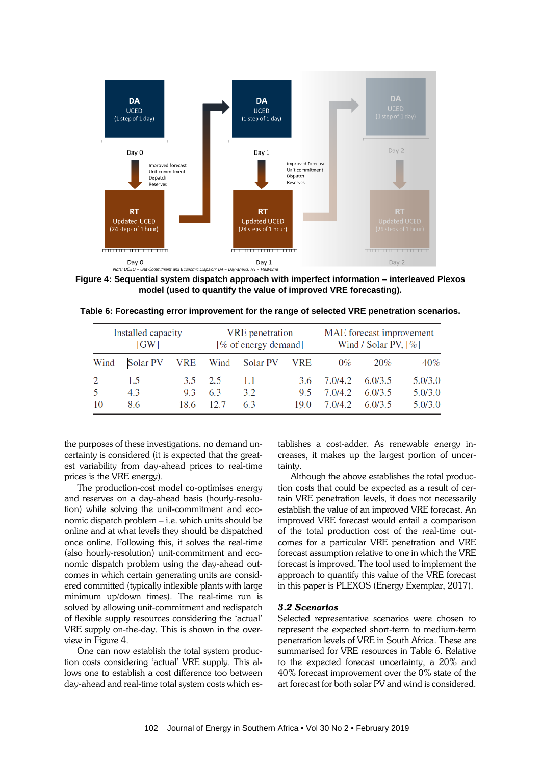Figure 4: Sequential system dispatch approach with imperfect information – interleaved Plexos model (used to quantify the value of improved VRE forecasting).

Table 6: Forecasting error improvement for the range of selected VRE penetration scenarios.

| Installed capacity [GW] | | | VRE penetration [% of energy demand] | | | MAE forecast improvement Wind / Solar PV, [%] | | |
|---|---|---|---|---|---|---|---|---|
| Wind | Solar PV | VRE | Wind | Solar PV | VRE | 0% | 20% | 40% |
| 2 | 1.5 | 3.5 | 2.5 | 1.1 | 3.6 | 7.0/4.2 | 6.0/3.5 | 5.0/3.0 |
| 5 | 4.3 | 9.3 | 6.3 | 3.2 | 9.5 | 7.0/4.2 | 6.0/3.5 | 5.0/3.0 |
| 10 | 8.6 | 18.6 | 12.7 | 6.3 | 19.0 | 7.0/4.2 | 6.0/3.5 | 5.0/3.0 |

the purposes of these investigations, no demand uncertainty is considered (it is expected that the greatest variability from day-ahead prices to real-time prices is the VRE energy).

The production-cost model co-optimises energy and reserves on a day-ahead basis (hourly-resolution) while solving the unit-commitment and economic dispatch problem – i.e. which units should be online and at what levels they should be dispatched once online. Following this, it solves the real-time (also hourly-resolution) unit-commitment and economic dispatch problem using the day-ahead outcomes in which certain generating units are considered committed (typically inflexible plants with large minimum up/down times). The real-time run is solved by allowing unit-commitment and redispatch of flexible supply resources considering the 'actual' VRE supply on-the-day. This is shown in the overview in Figure 4.

One can now establish the total system production costs considering 'actual' VRE supply. This allows one to establish a cost difference too between day-ahead and real-time total system costs which establishes a cost-adder. As renewable energy increases, it makes up the largest portion of uncertainty.

Although the above establishes the total production costs that could be expected as a result of certain VRE penetration levels, it does not necessarily establish the value of an improved VRE forecast. An improved VRE forecast would entail a comparison of the total production cost of the real-time outcomes for a particular VRE penetration and VRE forecast assumption relative to one in which the VRE forecast is improved. The tool used to implement the approach to quantify this value of the VRE forecast in this paper is PLEXOS (Energy Exemplar, 2017).

### *3.2 Scenarios*

Selected representative scenarios were chosen to represent the expected short-term to medium-term penetration levels of VRE in South Africa. These are summarised for VRE resources in Table 6. Relative to the expected forecast uncertainty, a 20% and 40% forecast improvement over the 0% state of the art forecast for both solar PV and wind is considered.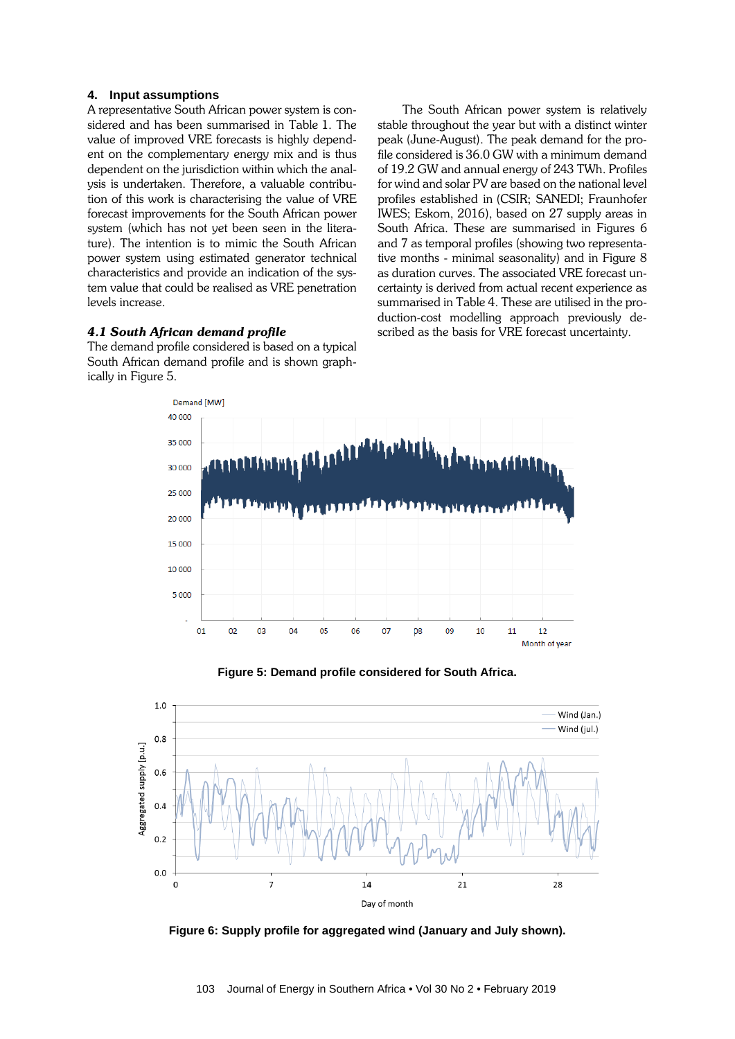## 4. Input assumptions

A representative South African power system is considered and has been summarised in Table 1. The value of improved VRE forecasts is highly dependent on the complementary energy mix and is thus dependent on the jurisdiction within which the analysis is undertaken. Therefore, a valuable contribution of this work is characterising the value of VRE forecast improvements for the South African power system (which has not yet been seen in the literature). The intention is to mimic the South African power system using estimated generator technical characteristics and provide an indication of the system value that could be realised as VRE penetration levels increase.

### *4.1 South African demand profile*

The demand profile considered is based on a typical South African demand profile and is shown graphically in Figure 5.

The South African power system is relatively stable throughout the year but with a distinct winter peak (June-August). The peak demand for the profile considered is 36.0 GW with a minimum demand of 19.2 GW and annual energy of 243 TWh. Profiles for wind and solar PV are based on the national level profiles established in (CSIR; SANEDI; Fraunhofer IWES; Eskom, 2016), based on 27 supply areas in South Africa. These are summarised in Figures 6 and 7 as temporal profiles (showing two representative months - minimal seasonality) and in Figure 8 as duration curves. The associated VRE forecast uncertainty is derived from actual recent experience as summarised in Table 4. These are utilised in the production-cost modelling approach previously described as the basis for VRE forecast uncertainty.

**Figure 5: Demand profile considered for South Africa.**

**Figure 6: Supply profile for aggregated wind (January and July shown).**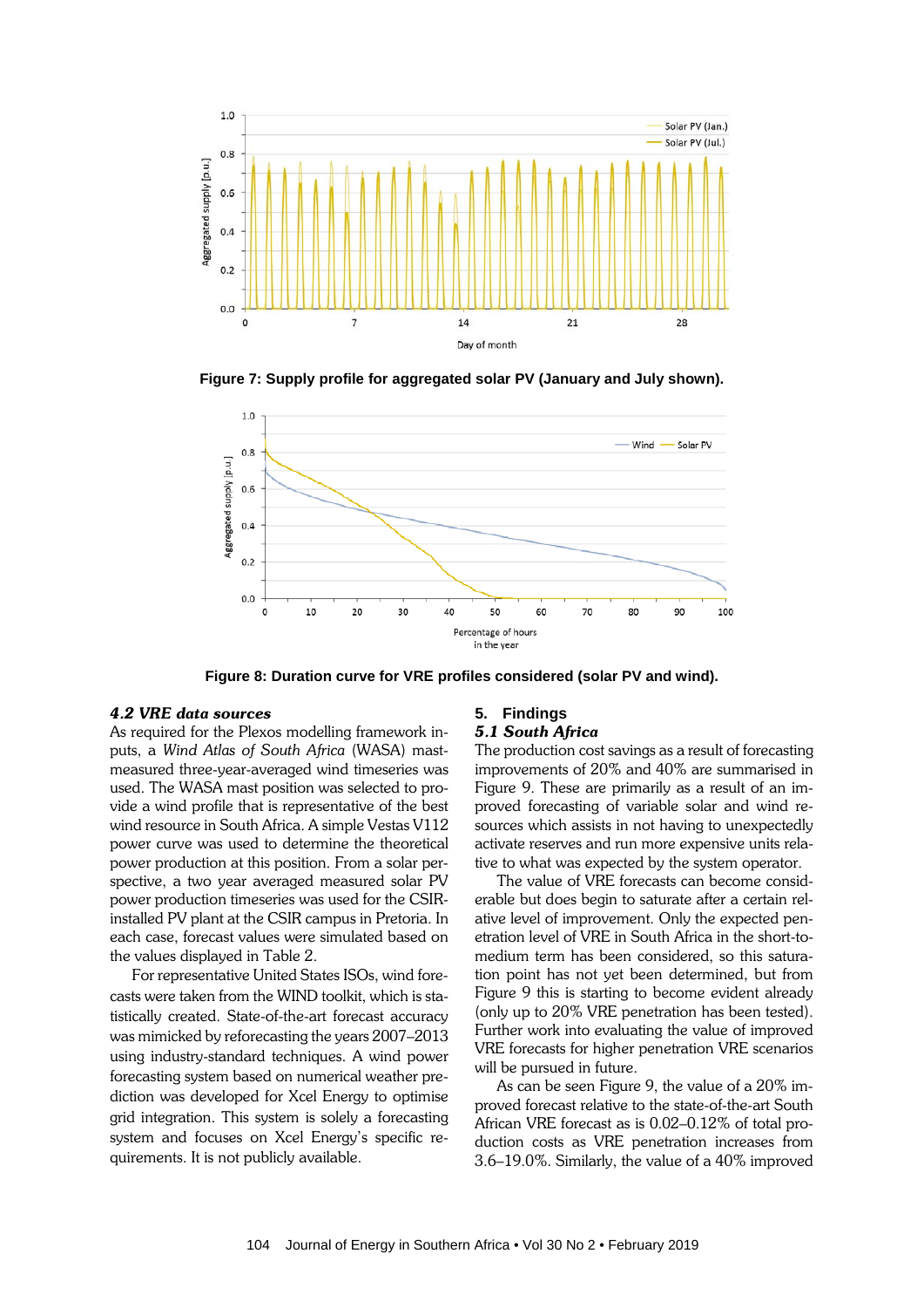Figure 7: Supply profile for aggregated solar PV (January and July shown).

Figure 8: Duration curve for VRE profiles considered (solar PV and wind).

### *4.2 VRE data sources*

As required for the Plexos modelling framework inputs, a *Wind Atlas of South Africa* (WASA) mast-measured three-year-averaged wind timeseries was used. The WASA mast position was selected to provide a wind profile that is representative of the best wind resource in South Africa. A simple Vestas V112 power curve was used to determine the theoretical power production at this position. From a solar perspective, a two year averaged measured solar PV power production timeseries was used for the CSIR-installed PV plant at the CSIR campus in Pretoria. In each case, forecast values were simulated based on the values displayed in Table 2.

For representative United States ISOs, wind forecasts were taken from the WIND toolkit, which is statistically created. State-of-the-art forecast accuracy was mimicked by reforecasting the years 2007–2013 using industry-standard techniques. A wind power forecasting system based on numerical weather prediction was developed for Xcel Energy to optimise grid integration. This system is solely a forecasting system and focuses on Xcel Energy's specific requirements. It is not publicly available.

## 5. Findings

### *5.1 South Africa*

The production cost savings as a result of forecasting improvements of 20% and 40% are summarised in Figure 9. These are primarily as a result of improved forecasting of variable solar and wind resources which assists in not having to unexpectedly activate reserves and run more expensive units relative to what was expected by the system operator.

The value of VRE forecasts can become considerable but does begin to saturate after a certain relative level of improvement. Only the expected penetration level of VRE in South Africa in the short-to-medium term has been considered, so this saturation point has not yet been determined, but from Figure 9 this is starting to become evident already (only up to 20% VRE penetration has been tested). Further work into evaluating the value of improved VRE forecasts for higher penetration VRE scenarios will be pursued in future.

As can be seen Figure 9, the value of a 20% improved forecast relative to the state-of-the-art South African VRE forecast as is 0.02–0.12% of total production costs as VRE penetration increases from 3.6–19.0%. Similarly, the value of a 40% improved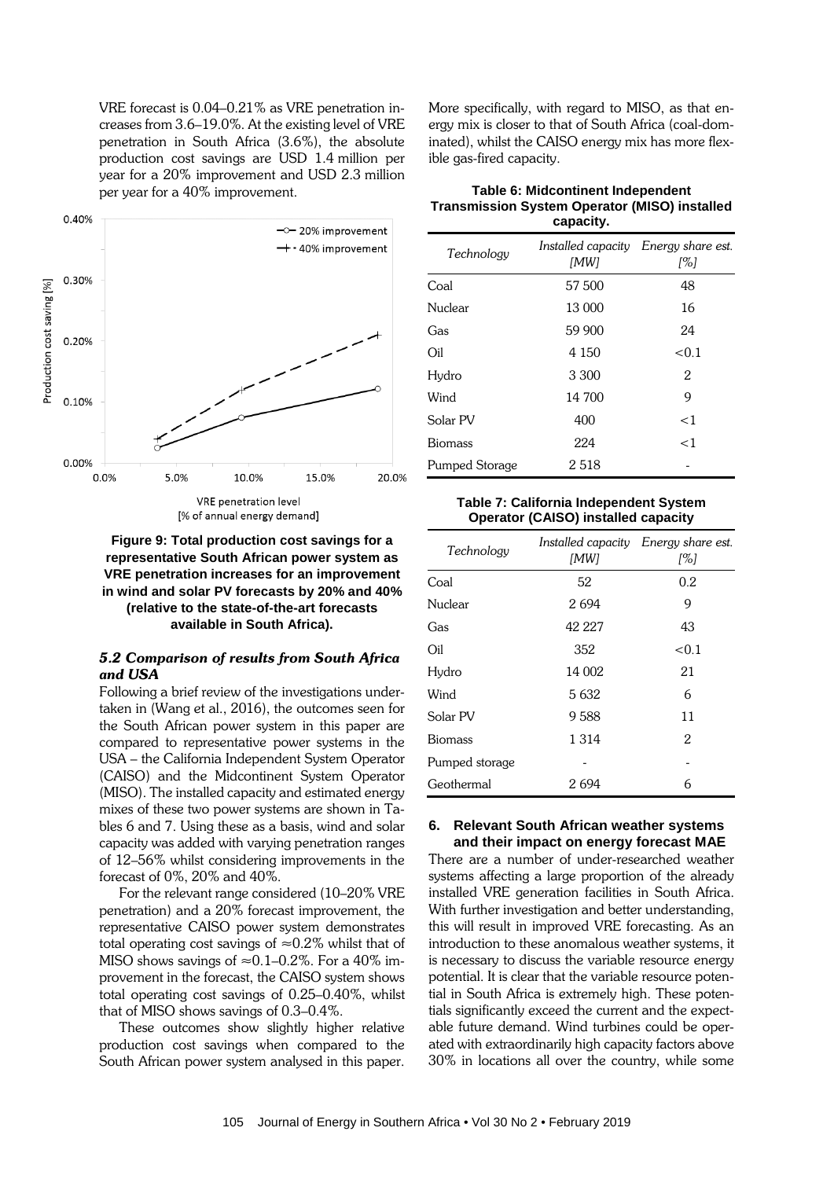VRE forecast is 0.04–0.21% as VRE penetration increases from 3.6–19.0%. At the existing level of VRE penetration in South Africa (3.6%), the absolute production cost savings are USD 1.4 million per year for a 20% improvement and USD 2.3 million per year for a 40% improvement.

**Figure 9: Total production cost savings for a representative South African power system as VRE penetration increases for an improvement in wind and solar PV forecasts by 20% and 40% (relative to the state-of-the-art forecasts available in South Africa).**

### *5.2 Comparison of results from South Africa and USA*

Following a brief review of the investigations undertaken in (Wang et al., 2016), the outcomes seen for the South African power system in this paper are compared to representative power systems in the USA – the California Independent System Operator (CAISO) and the Midcontinent System Operator (MISO). The installed capacity and estimated energy mixes of these two power systems are shown in Tables 6 and 7. Using these as a basis, wind and solar capacity was added with varying penetration ranges of 12–56% whilst considering improvements in the forecast of 0%, 20% and 40%.

For the relevant range considered (10–20% VRE penetration) and a 20% forecast improvement, the representative CAISO power system demonstrates total operating cost savings of ≈0.2% whilst that of MISO shows savings of ≈0.1–0.2%. For a 40% improvement in the forecast, the CAISO system shows total operating cost savings of 0.25–0.40%, whilst that of MISO shows savings of 0.3–0.4%.

These outcomes show slightly higher relative production cost savings when compared to the South African power system analysed in this paper. More specifically, with regard to MISO, as that energy mix is closer to that of South Africa (coal-dominated), whilst the CAISO energy mix has more flexible gas-fired capacity.

**Table 6: Midcontinent Independent Transmission System Operator (MISO) installed capacity.**

| *Technology* | *Installed capacity [MW]* | *Energy share est. [%]* |
|---|---|---|
| Coal | 57 500 | 48 |
| Nuclear | 13 000 | 16 |
| Gas | 59 900 | 24 |
| Oil | 4 150 | <0.1 |
| Hydro | 3 300 | 2 |
| Wind | 14 700 | 9 |
| Solar PV | 400 | <1 |
| Biomass | 224 | <1 |
| Pumped Storage | 2 518 | - |

**Table 7: California Independent System Operator (CAISO) installed capacity**

| *Technology* | *Installed capacity [MW]* | *Energy share est. [%]* |
|---|---|---|
| Coal | 52 | 0.2 |
| Nuclear | 2 694 | 9 |
| Gas | 42 227 | 43 |
| Oil | 352 | <0.1 |
| Hydro | 14 002 | 21 |
| Wind | 5 632 | 6 |
| Solar PV | 9 588 | 11 |
| Biomass | 1 314 | 2 |
| Pumped storage | - | - |
| Geothermal | 2 694 | 6 |

## 6. Relevant South African weather systems and their impact on energy forecast MAE

There are a number of under-researched weather systems affecting a large proportion of the already installed VRE generation facilities in South Africa. With further investigation and better understanding, this will result in improved VRE forecasting. As an introduction to these anomalous weather systems, it is necessary to discuss the variable resource energy potential. It is clear that the variable resource potential in South Africa is extremely high. These potentials significantly exceed the current and the expectable future demand. Wind turbines could be operated with extraordinarily high capacity factors above 30% in locations all over the country, while some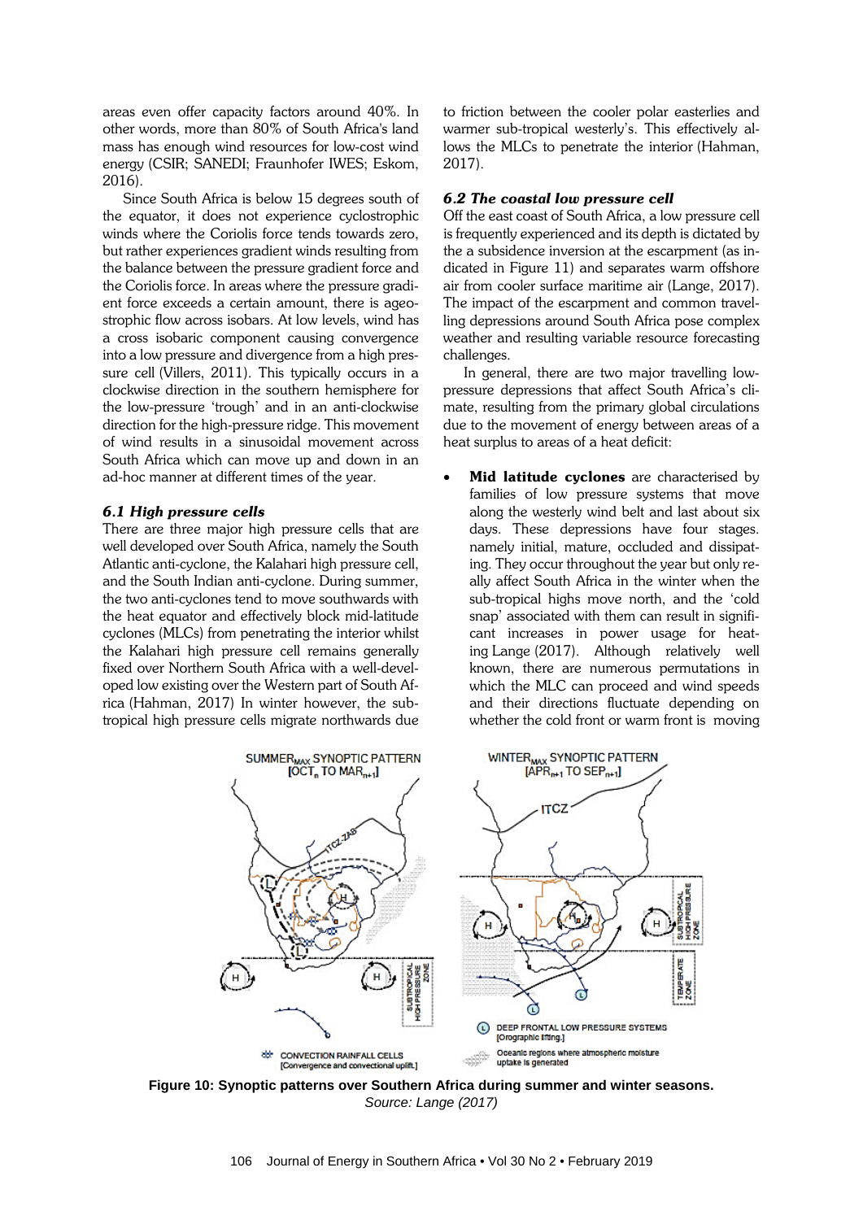areas even offer capacity factors around 40%. In other words, more than 80% of South Africa's land mass has enough wind resources for low-cost wind energy (CSIR; SANEDI; Fraunhofer IWES; Eskom, 2016).

Since South Africa is below 15 degrees south of the equator, it does not experience cyclostrophic winds where the Coriolis force tends towards zero, but rather experiences gradient winds resulting from the balance between the pressure gradient force and the Coriolis force. In areas where the pressure gradient force exceeds a certain amount, there is ageostrophic flow across isobars. At low levels, wind has a cross isobaric component causing convergence into a low pressure and divergence from a high pressure cell (Villers, 2011). This typically occurs in a clockwise direction in the southern hemisphere for the low-pressure 'trough' and in an anti-clockwise direction for the high-pressure ridge. This movement of wind results in a sinusoidal movement across South Africa which can move up and down in an ad-hoc manner at different times of the year.

### *6.1 High pressure cells*

There are three major high pressure cells that are well developed over South Africa, namely the South Atlantic anti-cyclone, the Kalahari high pressure cell, and the South Indian anti-cyclone. During summer, the two anti-cyclones tend to move southwards with the heat equator and effectively block mid-latitude cyclones (MLCs) from penetrating the interior whilst the Kalahari high pressure cell remains generally fixed over Northern South Africa with a well-developed low existing over the Western part of South Africa (Hahman, 2017) In winter however, the sub-tropical high pressure cells migrate northwards due to friction between the cooler polar easterlies and warmer sub-tropical westerly's. This effectively allows the MLCs to penetrate the interior (Hahman, 2017).

### *6.2 The coastal low pressure cell*

Off the east coast of South Africa, a low pressure cell is frequently experienced and its depth is dictated by the a subsidence inversion at the escarpment (as indicated in Figure 11) and separates warm offshore air from cooler surface maritime air (Lange, 2017). The impact of the escarpment and common travelling depressions around South Africa pose complex weather and resulting variable resource forecasting challenges.

In general, there are two major travelling low-pressure depressions that affect South Africa's climate, resulting from the primary global circulations due to the movement of energy between areas of a heat surplus to areas of a heat deficit:

- **Mid latitude cyclones** are characterised by families of low pressure systems that move along the westerly wind belt and last about six days. These depressions have four stages. namely initial, mature, occluded and dissipating. They occur throughout the year but only really affect South Africa in the winter when the sub-tropical highs move north, and the 'cold snap' associated with them can result in significant increases in power usage for heating Lange (2017). Although relatively well known, there are numerous permutations in which the MLC can proceed and wind speeds and their directions fluctuate depending on whether the cold front or warm front is moving

**Figure 10: Synoptic patterns over Southern Africa during summer and winter seasons.**
*Source: Lange (2017)*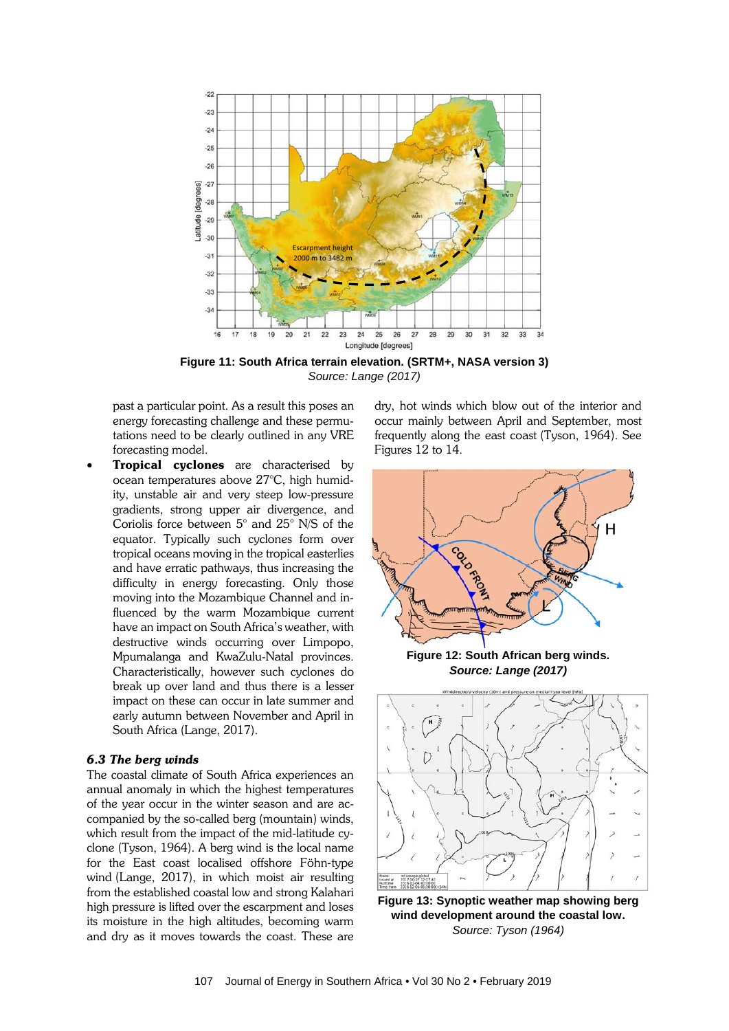Figure 11: South Africa terrain elevation. (SRTM+, NASA version 3)
*Source: Lange (2017)*

past a particular point. As a result this poses an energy forecasting challenge and these permutations need to be clearly outlined in any VRE forecasting model.

- **Tropical cyclones** are characterised by ocean temperatures above 27°C, high humidity, unstable air and very steep low-pressure gradients, strong upper air divergence, and Coriolis force between 5° and 25° N/S of the equator. Typically such cyclones form over tropical oceans moving in the tropical easterlies and have erratic pathways, thus increasing the difficulty in energy forecasting. Only those moving into the Mozambique Channel and influenced by the warm Mozambique current have an impact on South Africa's weather, with destructive winds occurring over Limpopo, Mpumalanga and KwaZulu-Natal provinces. Characteristically, however such cyclones do break up over land and thus there is a lesser impact on these can occur in late summer and early autumn between November and April in South Africa (Lange, 2017).

### *6.3 The berg winds*

The coastal climate of South Africa experiences an annual anomaly in which the highest temperatures of the year occur in the winter season and are accompanied by the so-called berg (mountain) winds, which result from the impact of the mid-latitude cyclone (Tyson, 1964). A berg wind is the local name for the East coast localised offshore Föhn-type wind (Lange, 2017), in which moist air resulting from the established coastal low and strong Kalahari high pressure is lifted over the escarpment and loses its moisture in the high altitudes, becoming warm and dry as it moves towards the coast. These are dry, hot winds which blow out of the interior and occur mainly between April and September, most frequently along the east coast (Tyson, 1964). See Figures 12 to 14.

Figure 12: South African berg winds.
*Source: Lange (2017)*

Figure 13: Synoptic weather map showing berg wind development around the coastal low.
*Source: Tyson (1964)*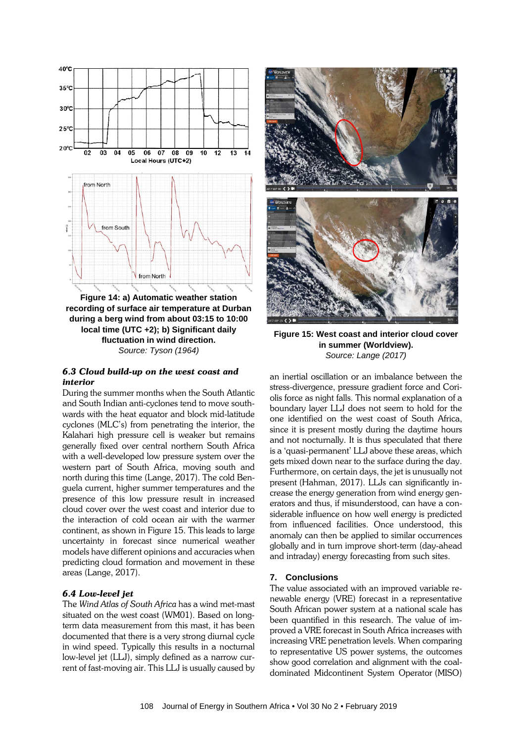Figure 14: a) Automatic weather station recording of surface air temperature at Durban during a berg wind from about 03:15 to 10:00 local time (UTC +2); b) Significant daily fluctuation in wind direction.
*Source: Tyson (1964)*

Figure 15: West coast and interior cloud cover in summer (Worldview).
*Source: Lange (2017)*

### *6.3 Cloud build-up on the west coast and interior*

During the summer months when the South Atlantic and South Indian anti-cyclones tend to move southwards with the heat equator and block mid-latitude cyclones (MLC's) from penetrating the interior, the Kalahari high pressure cell is weaker but remains generally fixed over central northern South Africa with a well-developed low pressure system over the western part of South Africa, moving south and north during this time (Lange, 2017). The cold Benguela current, higher summer temperatures and the presence of this low pressure result in increased cloud cover over the west coast and interior due to the interaction of cold ocean air with the warmer continent, as shown in Figure 15. This leads to large uncertainty in forecast since numerical weather models have different opinions and accuracies when predicting cloud formation and movement in these areas (Lange, 2017).

### *6.4 Low-level jet*

The *Wind Atlas of South Africa* has a wind met-mast situated on the west coast (WM01). Based on long-term data measurement from this mast, it has been documented that there is a very strong diurnal cycle in wind speed. Typically this results in a nocturnal low-level jet (LLJ), simply defined as a narrow current of fast-moving air. This LLJ is usually caused by an inertial oscillation or an imbalance between the stress-divergence, pressure gradient force and Coriolis force as night falls. This normal explanation of a boundary layer LLJ does not seem to hold for the one identified on the west coast of South Africa, since it is present mostly during the daytime hours and not nocturnally. It is thus speculated that there is a 'quasi-permanent' LLJ above these areas, which gets mixed down near to the surface during the day. Furthermore, on certain days, the jet is unusually not present (Hahman, 2017). LLJs can significantly increase the energy generation from wind energy generators and thus, if misunderstood, can have a considerable influence on how well energy is predicted from influenced facilities. Once understood, this anomaly can then be applied to similar occurrences globally and in turn improve short-term (day-ahead and intraday) energy forecasting from such sites.

## 7. Conclusions

The value associated with an improved variable renewable energy (VRE) forecast in a representative South African power system at a national scale has been quantified in this research. The value of improved a VRE forecast in South Africa increases with increasing VRE penetration levels. When comparing to representative US power systems, the outcomes show good correlation and alignment with the coal-dominated Midcontinent System Operator (MISO)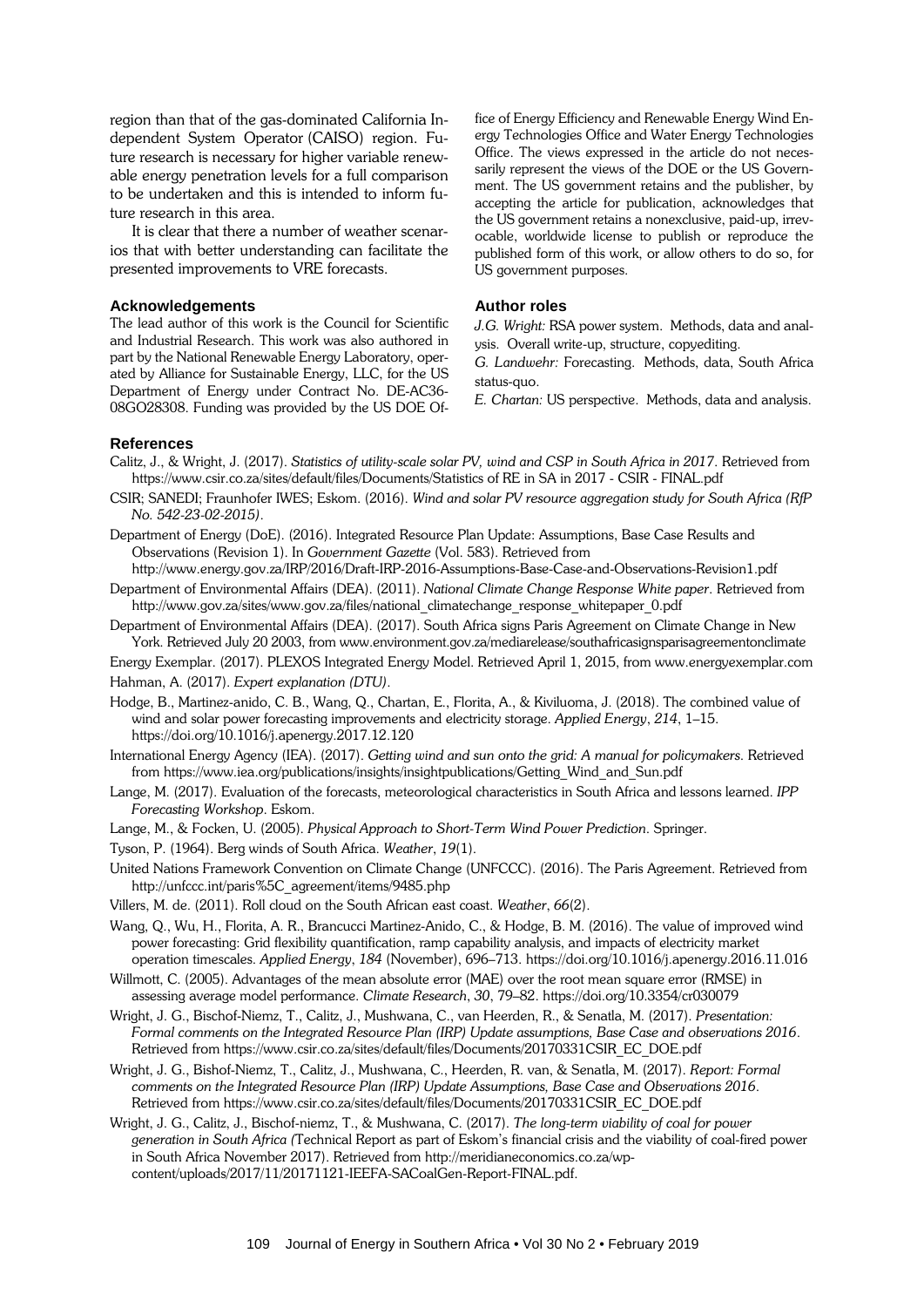region than that of the gas-dominated California Independent System Operator (CAISO) region. Future research is necessary for higher variable renewable energy penetration levels for a full comparison to be undertaken and this is intended to inform future research in this area.

It is clear that there a number of weather scenarios that with better understanding can facilitate the presented improvements to VRE forecasts.

## Acknowledgements

The lead author of this work is the Council for Scientific and Industrial Research. This work was also authored in part by the National Renewable Energy Laboratory, operated by Alliance for Sustainable Energy, LLC, for the US Department of Energy under Contract No. DE-AC36-08GO28308. Funding was provided by the US DOE Office of Energy Efficiency and Renewable Energy Wind Energy Technologies Office and Water Energy Technologies Office. The views expressed in the article do not necessarily represent the views of the DOE or the US Government. The US government retains and the publisher, by accepting the article for publication, acknowledges that the US government retains a nonexclusive, paid-up, irrevocable, worldwide license to publish or reproduce the published form of this work, or allow others to do so, for US government purposes.

## Author roles

*J.G. Wright:* RSA power system. Methods, data and analysis. Overall write-up, structure, copyediting.

*G. Landwehr:* Forecasting. Methods, data, South Africa status-quo.

*E. Chartan:* US perspective. Methods, data and analysis.

## References

Calitz, J., & Wright, J. (2017). *Statistics of utility-scale solar PV, wind and CSP in South Africa in 2017*. Retrieved from https://www.csir.co.za/sites/default/files/Documents/Statistics of RE in SA in 2017 - CSIR - FINAL.pdf

CSIR; SANEDI; Fraunhofer IWES; Eskom. (2016). *Wind and solar PV resource aggregation study for South Africa (RfP No. 542-23-02-2015)*.

Department of Energy (DoE). (2016). Integrated Resource Plan Update: Assumptions, Base Case Results and Observations (Revision 1). In *Government Gazette* (Vol. 583). Retrieved from http://www.energy.gov.za/IRP/2016/Draft-IRP-2016-Assumptions-Base-Case-and-Observations-Revision1.pdf

Department of Environmental Affairs (DEA). (2011). *National Climate Change Response White paper*. Retrieved from http://www.gov.za/sites/www.gov.za/files/national_climatechange_response_whitepaper_0.pdf

Department of Environmental Affairs (DEA). (2017). South Africa signs Paris Agreement on Climate Change in New York. Retrieved July 20 2003, from www.environment.gov.za/mediarelease/southafricasignsparisagreementonclimate

Energy Exemplar. (2017). PLEXOS Integrated Energy Model. Retrieved April 1, 2015, from www.energyexemplar.com

Hahman, A. (2017). *Expert explanation (DTU)*.

Hodge, B., Martinez-anido, C. B., Wang, Q., Chartan, E., Florita, A., & Kiviluoma, J. (2018). The combined value of wind and solar power forecasting improvements and electricity storage. *Applied Energy*, *214*, 1–15. https://doi.org/10.1016/j.apenergy.2017.12.120

International Energy Agency (IEA). (2017). *Getting wind and sun onto the grid: A manual for policymakers*. Retrieved from https://www.iea.org/publications/insights/insightpublications/Getting_Wind_and_Sun.pdf

Lange, M. (2017). Evaluation of the forecasts, meteorological characteristics in South Africa and lessons learned. *IPP Forecasting Workshop*. Eskom.

Lange, M., & Focken, U. (2005). *Physical Approach to Short-Term Wind Power Prediction*. Springer.

Tyson, P. (1964). Berg winds of South Africa. *Weather*, *19*(1).

United Nations Framework Convention on Climate Change (UNFCCC). (2016). The Paris Agreement. Retrieved from http://unfccc.int/paris%5C_agreement/items/9485.php

Villers, M. de. (2011). Roll cloud on the South African east coast. *Weather*, *66*(2).

Wang, Q., Wu, H., Florita, A. R., Brancucci Martinez-Anido, C., & Hodge, B. M. (2016). The value of improved wind power forecasting: Grid flexibility quantification, ramp capability analysis, and impacts of electricity market operation timescales. *Applied Energy*, *184* (November), 696–713. https://doi.org/10.1016/j.apenergy.2016.11.016

Willmott, C. (2005). Advantages of the mean absolute error (MAE) over the root mean square error (RMSE) in assessing average model performance. *Climate Research*, *30*, 79–82. https://doi.org/10.3354/cr030079

Wright, J. G., Bischof-Niemz, T., Calitz, J., Mushwana, C., van Heerden, R., & Senatla, M. (2017). *Presentation: Formal comments on the Integrated Resource Plan (IRP) Update assumptions, Base Case and observations 2016*. Retrieved from https://www.csir.co.za/sites/default/files/Documents/20170331CSIR_EC_DOE.pdf

Wright, J. G., Bishof-Niemz, T., Calitz, J., Mushwana, C., Heerden, R. van, & Senatla, M. (2017). *Report: Formal comments on the Integrated Resource Plan (IRP) Update Assumptions, Base Case and Observations 2016*. Retrieved from https://www.csir.co.za/sites/default/files/Documents/20170331CSIR_EC_DOE.pdf

Wright, J. G., Calitz, J., Bischof-niemz, T., & Mushwana, C. (2017). *The long-term viability of coal for power generation in South Africa (*Technical Report as part of Eskom's financial crisis and the viability of coal-fired power in South Africa November 2017). Retrieved from http://meridianeconomics.co.za/wp-content/uploads/2017/11/20171121-IEEFA-SACoalGen-Report-FINAL.pdf.